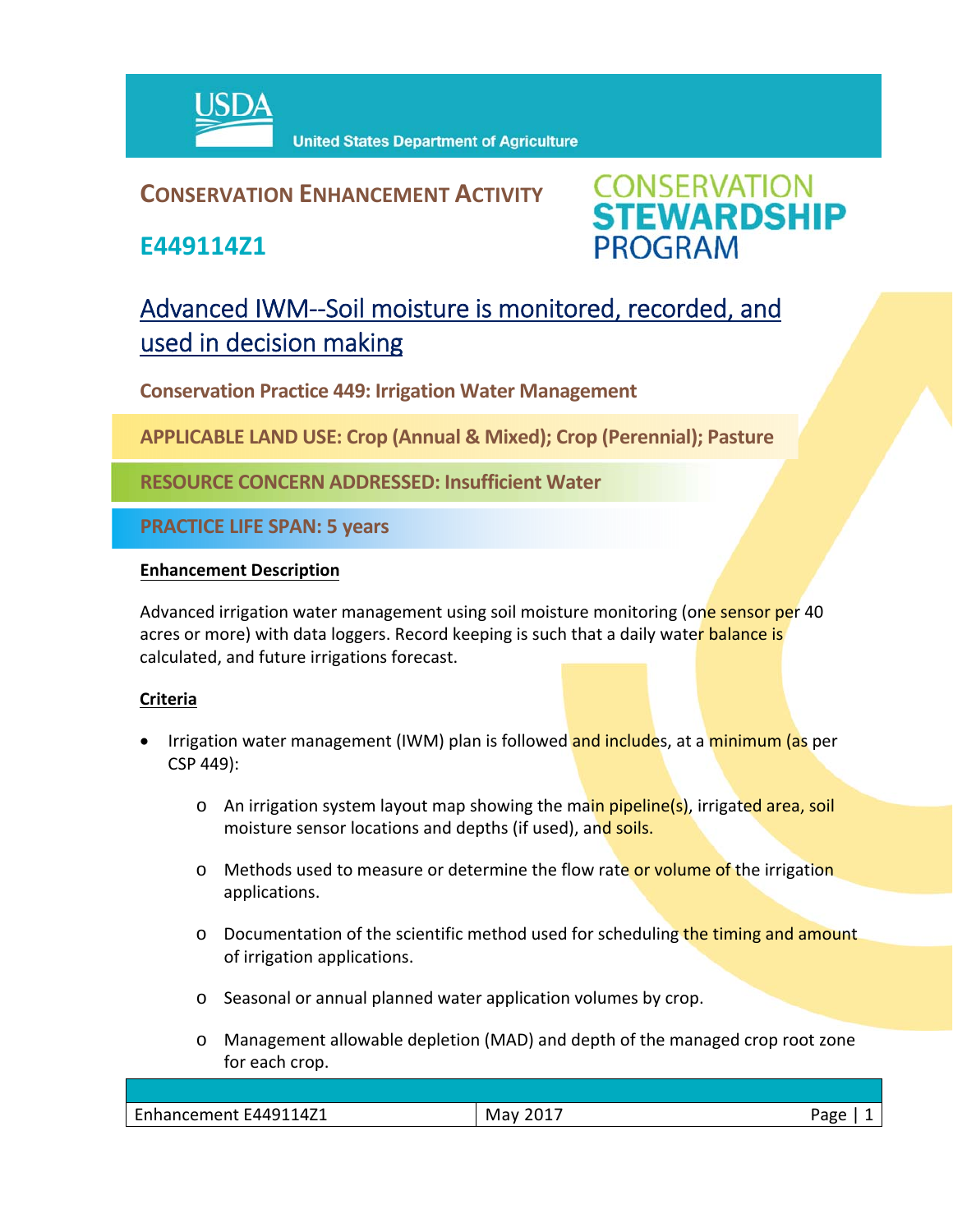USDA United States Department of Agriculture

# CONSERVATION ENHANCEMENT ACTIVITY

## E449114Z1

CONSERVATION STEWARDSHIP PROGRAM

## Advanced IWM--Soil moisture is monitored, recorded, and used in decision making

**Conservation Practice 449: Irrigation Water Management**

**APPLICABLE LAND USE: Crop (Annual & Mixed); Crop (Perennial); Pasture**

**RESOURCE CONCERN ADDRESSED: Insufficient Water**

**PRACTICE LIFE SPAN: 5 years**

### Enhancement Description

Advanced irrigation water management using soil moisture monitoring (one sensor per 40 acres or more) with data loggers. Record keeping is such that a daily water balance is calculated, and future irrigations forecast.

### Criteria

- Irrigation water management (IWM) plan is followed and includes, at a minimum (as per CSP 449):
  - An irrigation system layout map showing the main pipeline(s), irrigated area, soil moisture sensor locations and depths (if used), and soils.
  - Methods used to measure or determine the flow rate or volume of the irrigation applications.
  - Documentation of the scientific method used for scheduling the timing and amount of irrigation applications.
  - Seasonal or annual planned water application volumes by crop.
  - Management allowable depletion (MAD) and depth of the managed crop root zone for each crop.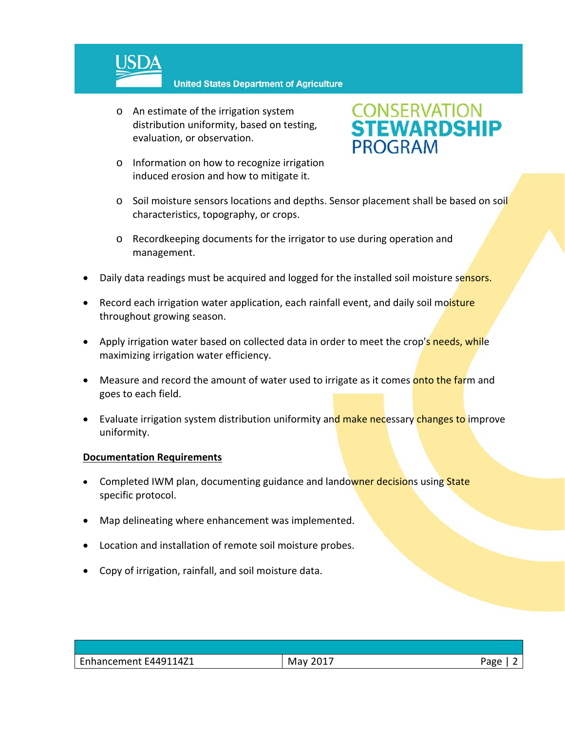- An estimate of the irrigation system distribution uniformity, based on testing, evaluation, or observation.

- Information on how to recognize irrigation induced erosion and how to mitigate it.

- Soil moisture sensors locations and depths. Sensor placement shall be based on soil characteristics, topography, or crops.

- Recordkeeping documents for the irrigator to use during operation and management.

- Daily data readings must be acquired and logged for the installed soil moisture sensors.
- Record each irrigation water application, each rainfall event, and daily soil moisture throughout growing season.
- Apply irrigation water based on collected data in order to meet the crop's needs, while maximizing irrigation water efficiency.
- Measure and record the amount of water used to irrigate as it comes onto the farm and goes to each field.
- Evaluate irrigation system distribution uniformity and make necessary changes to improve uniformity.

**Documentation Requirements**

- Completed IWM plan, documenting guidance and landowner decisions using State specific protocol.
- Map delineating where enhancement was implemented.
- Location and installation of remote soil moisture probes.
- Copy of irrigation, rainfall, and soil moisture data.